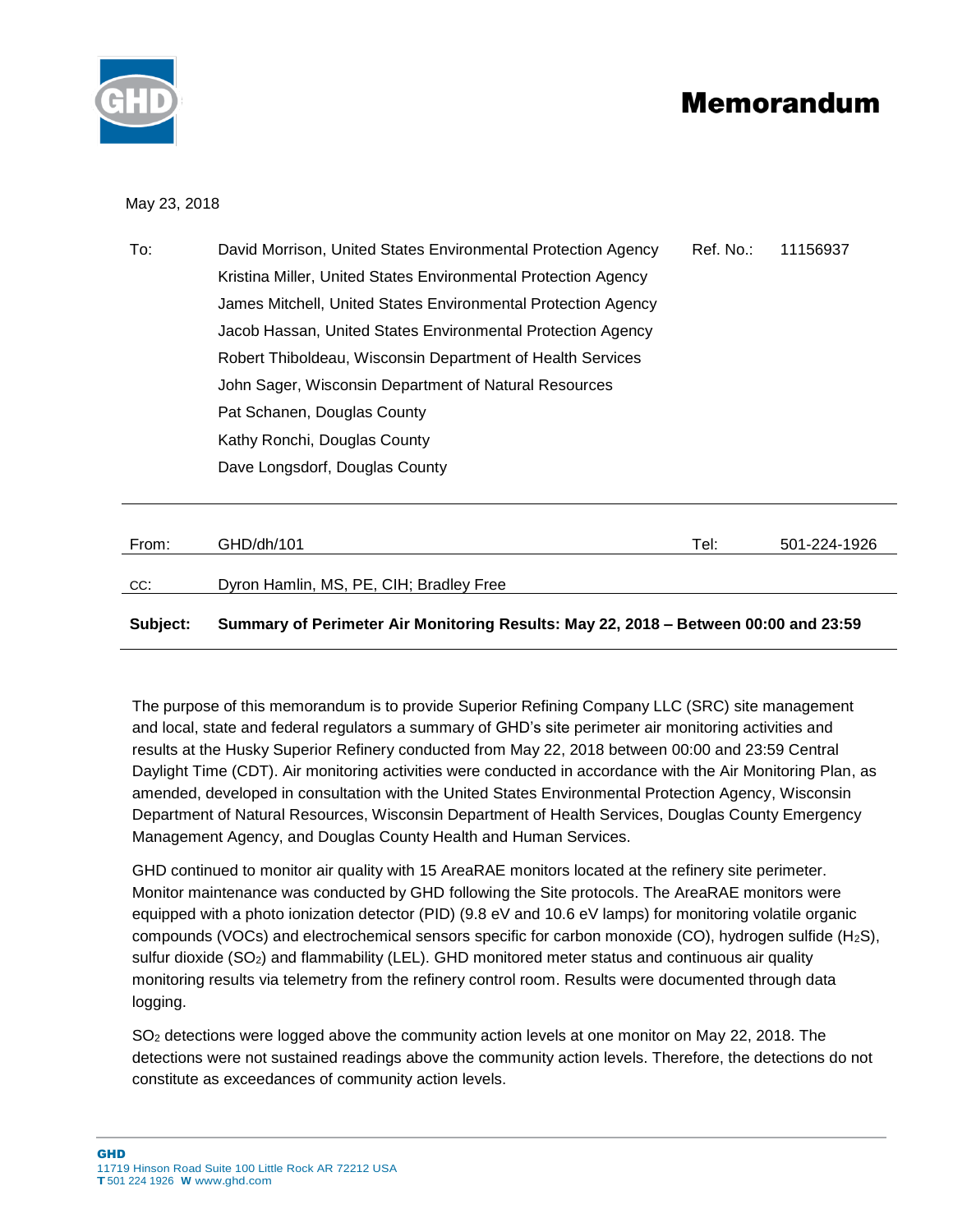# Memorandum

May 23, 2018

| | | | |
|---|---|---|---|
| To: | David Morrison, United States Environmental Protection Agency<br>Kristina Miller, United States Environmental Protection Agency<br>James Mitchell, United States Environmental Protection Agency<br>Jacob Hassan, United States Environmental Protection Agency<br>Robert Thiboldeau, Wisconsin Department of Health Services<br>John Sager, Wisconsin Department of Natural Resources<br>Pat Schanen, Douglas County<br>Kathy Ronchi, Douglas County<br>Dave Longsdorf, Douglas County | Ref. No.: | 11156937 |
| From: | GHD/dh/101 | Tel: | 501-224-1926 |
| CC: | Dyron Hamlin, MS, PE, CIH; Bradley Free | | |

**Subject: Summary of Perimeter Air Monitoring Results: May 22, 2018 – Between 00:00 and 23:59**

The purpose of this memorandum is to provide Superior Refining Company LLC (SRC) site management and local, state and federal regulators a summary of GHD's site perimeter air monitoring activities and results at the Husky Superior Refinery conducted from May 22, 2018 between 00:00 and 23:59 Central Daylight Time (CDT). Air monitoring activities were conducted in accordance with the Air Monitoring Plan, as amended, developed in consultation with the United States Environmental Protection Agency, Wisconsin Department of Natural Resources, Wisconsin Department of Health Services, Douglas County Emergency Management Agency, and Douglas County Health and Human Services.

GHD continued to monitor air quality with 15 AreaRAE monitors located at the refinery site perimeter. Monitor maintenance was conducted by GHD following the Site protocols. The AreaRAE monitors were equipped with a photo ionization detector (PID) (9.8 eV and 10.6 eV lamps) for monitoring volatile organic compounds (VOCs) and electrochemical sensors specific for carbon monoxide (CO), hydrogen sulfide ($H_2S$), sulfur dioxide ($SO_2$) and flammability (LEL). GHD monitored meter status and continuous air quality monitoring results via telemetry from the refinery control room. Results were documented through data logging.

$SO_2$ detections were logged above the community action levels at one monitor on May 22, 2018. The detections were not sustained readings above the community action levels. Therefore, the detections do not constitute as exceedances of community action levels.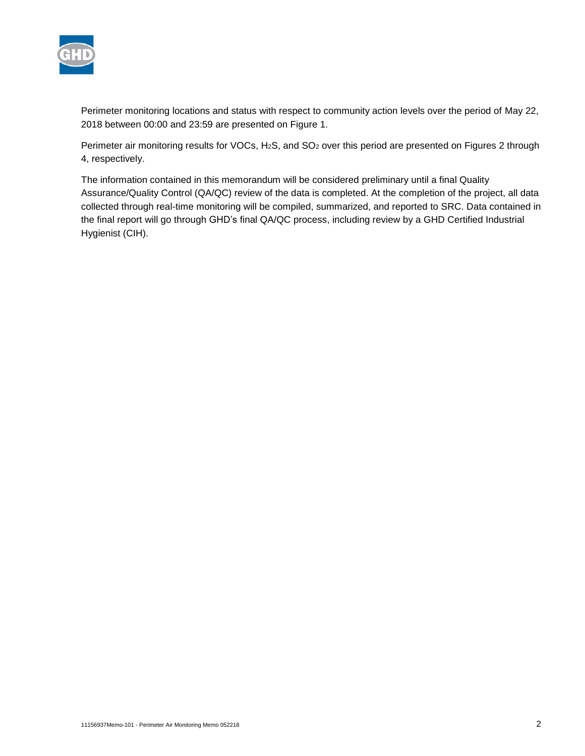Perimeter monitoring locations and status with respect to community action levels over the period of May 22, 2018 between 00:00 and 23:59 are presented on Figure 1.

Perimeter air monitoring results for VOCs, $H_2S$, and $SO_2$ over this period are presented on Figures 2 through 4, respectively.

The information contained in this memorandum will be considered preliminary until a final Quality Assurance/Quality Control (QA/QC) review of the data is completed. At the completion of the project, all data collected through real-time monitoring will be compiled, summarized, and reported to SRC. Data contained in the final report will go through GHD's final QA/QC process, including review by a GHD Certified Industrial Hygienist (CIH).